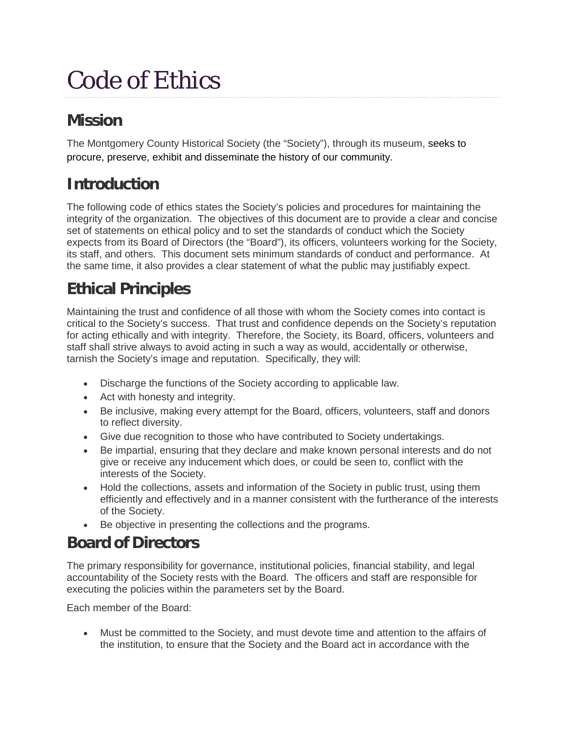# Code of Ethics

## Mission

The Montgomery County Historical Society (the "Society"), through its museum, seeks to procure, preserve, exhibit and disseminate the history of our community.

## Introduction

The following code of ethics states the Society's policies and procedures for maintaining the integrity of the organization. The objectives of this document are to provide a clear and concise set of statements on ethical policy and to set the standards of conduct which the Society expects from its Board of Directors (the "Board"), its officers, volunteers working for the Society, its staff, and others. This document sets minimum standards of conduct and performance. At the same time, it also provides a clear statement of what the public may justifiably expect.

## Ethical Principles

Maintaining the trust and confidence of all those with whom the Society comes into contact is critical to the Society's success. That trust and confidence depends on the Society's reputation for acting ethically and with integrity. Therefore, the Society, its Board, officers, volunteers and staff shall strive always to avoid acting in such a way as would, accidentally or otherwise, tarnish the Society's image and reputation. Specifically, they will:

- Discharge the functions of the Society according to applicable law.
- Act with honesty and integrity.
- Be inclusive, making every attempt for the Board, officers, volunteers, staff and donors to reflect diversity.
- Give due recognition to those who have contributed to Society undertakings.
- Be impartial, ensuring that they declare and make known personal interests and do not give or receive any inducement which does, or could be seen to, conflict with the interests of the Society.
- Hold the collections, assets and information of the Society in public trust, using them efficiently and effectively and in a manner consistent with the furtherance of the interests of the Society.
- Be objective in presenting the collections and the programs.

## Board of Directors

The primary responsibility for governance, institutional policies, financial stability, and legal accountability of the Society rests with the Board. The officers and staff are responsible for executing the policies within the parameters set by the Board.

Each member of the Board:

- Must be committed to the Society, and must devote time and attention to the affairs of the institution, to ensure that the Society and the Board act in accordance with the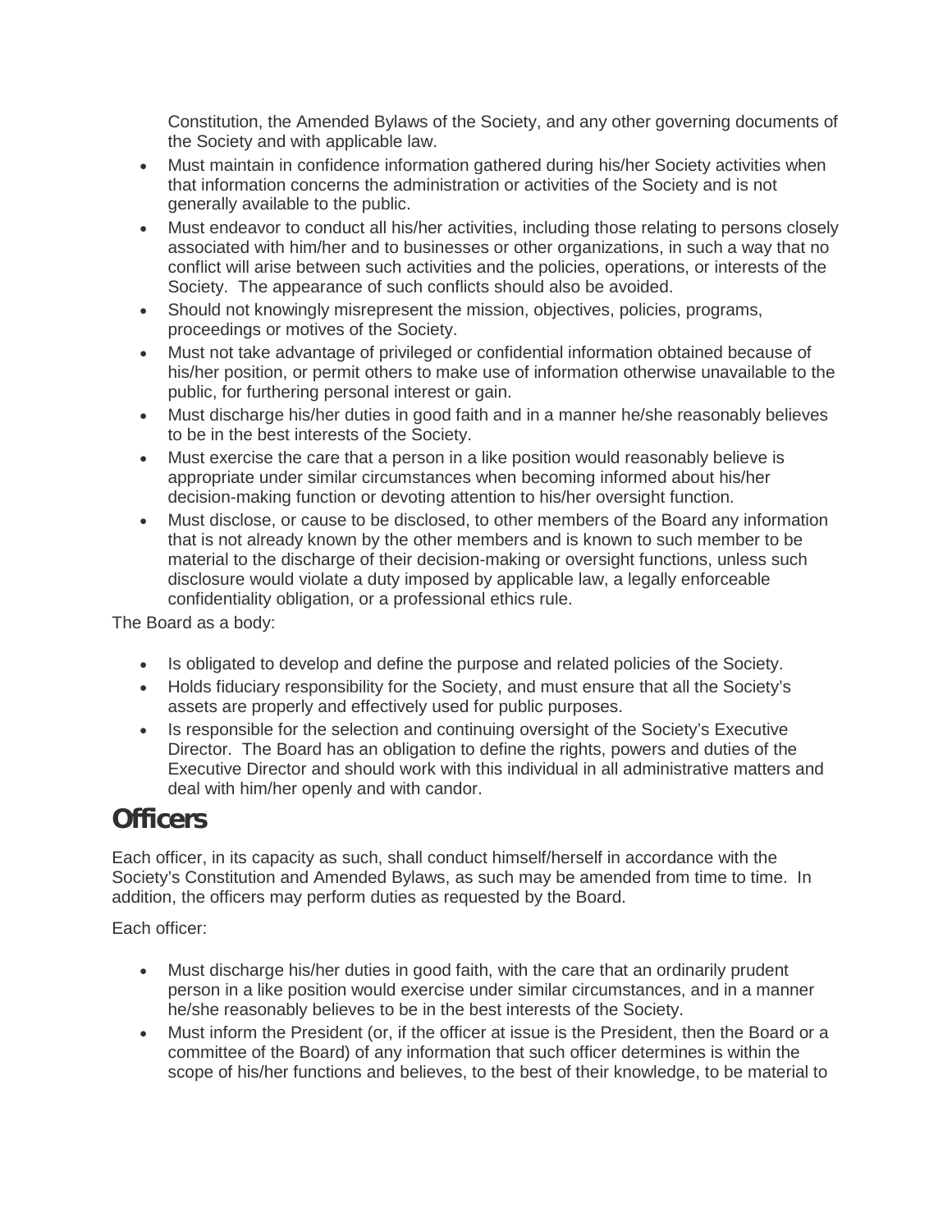Constitution, the Amended Bylaws of the Society, and any other governing documents of the Society and with applicable law.

- Must maintain in confidence information gathered during his/her Society activities when that information concerns the administration or activities of the Society and is not generally available to the public.
- Must endeavor to conduct all his/her activities, including those relating to persons closely associated with him/her and to businesses or other organizations, in such a way that no conflict will arise between such activities and the policies, operations, or interests of the Society. The appearance of such conflicts should also be avoided.
- Should not knowingly misrepresent the mission, objectives, policies, programs, proceedings or motives of the Society.
- Must not take advantage of privileged or confidential information obtained because of his/her position, or permit others to make use of information otherwise unavailable to the public, for furthering personal interest or gain.
- Must discharge his/her duties in good faith and in a manner he/she reasonably believes to be in the best interests of the Society.
- Must exercise the care that a person in a like position would reasonably believe is appropriate under similar circumstances when becoming informed about his/her decision-making function or devoting attention to his/her oversight function.
- Must disclose, or cause to be disclosed, to other members of the Board any information that is not already known by the other members and is known to such member to be material to the discharge of their decision-making or oversight functions, unless such disclosure would violate a duty imposed by applicable law, a legally enforceable confidentiality obligation, or a professional ethics rule.

The Board as a body:

- Is obligated to develop and define the purpose and related policies of the Society.
- Holds fiduciary responsibility for the Society, and must ensure that all the Society's assets are properly and effectively used for public purposes.
- Is responsible for the selection and continuing oversight of the Society's Executive Director. The Board has an obligation to define the rights, powers and duties of the Executive Director and should work with this individual in all administrative matters and deal with him/her openly and with candor.

## Officers

Each officer, in its capacity as such, shall conduct himself/herself in accordance with the Society's Constitution and Amended Bylaws, as such may be amended from time to time. In addition, the officers may perform duties as requested by the Board.

Each officer:

- Must discharge his/her duties in good faith, with the care that an ordinarily prudent person in a like position would exercise under similar circumstances, and in a manner he/she reasonably believes to be in the best interests of the Society.
- Must inform the President (or, if the officer at issue is the President, then the Board or a committee of the Board) of any information that such officer determines is within the scope of his/her functions and believes, to the best of their knowledge, to be material to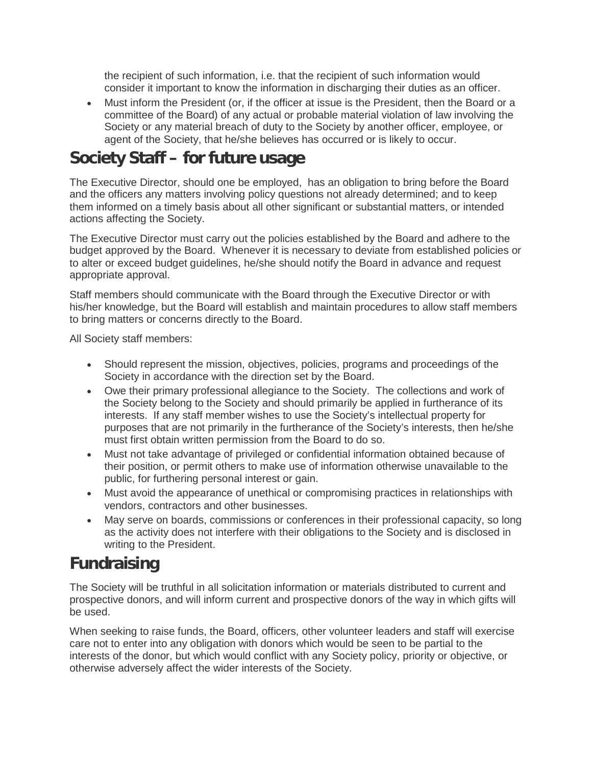the recipient of such information, i.e. that the recipient of such information would consider it important to know the information in discharging their duties as an officer.

- Must inform the President (or, if the officer at issue is the President, then the Board or a committee of the Board) of any actual or probable material violation of law involving the Society or any material breach of duty to the Society by another officer, employee, or agent of the Society, that he/she believes has occurred or is likely to occur.

## Society Staff – for future usage

The Executive Director, should one be employed, has an obligation to bring before the Board and the officers any matters involving policy questions not already determined; and to keep them informed on a timely basis about all other significant or substantial matters, or intended actions affecting the Society.

The Executive Director must carry out the policies established by the Board and adhere to the budget approved by the Board. Whenever it is necessary to deviate from established policies or to alter or exceed budget guidelines, he/she should notify the Board in advance and request appropriate approval.

Staff members should communicate with the Board through the Executive Director or with his/her knowledge, but the Board will establish and maintain procedures to allow staff members to bring matters or concerns directly to the Board.

All Society staff members:

- Should represent the mission, objectives, policies, programs and proceedings of the Society in accordance with the direction set by the Board.
- Owe their primary professional allegiance to the Society. The collections and work of the Society belong to the Society and should primarily be applied in furtherance of its interests. If any staff member wishes to use the Society's intellectual property for purposes that are not primarily in the furtherance of the Society's interests, then he/she must first obtain written permission from the Board to do so.
- Must not take advantage of privileged or confidential information obtained because of their position, or permit others to make use of information otherwise unavailable to the public, for furthering personal interest or gain.
- Must avoid the appearance of unethical or compromising practices in relationships with vendors, contractors and other businesses.
- May serve on boards, commissions or conferences in their professional capacity, so long as the activity does not interfere with their obligations to the Society and is disclosed in writing to the President.

## Fundraising

The Society will be truthful in all solicitation information or materials distributed to current and prospective donors, and will inform current and prospective donors of the way in which gifts will be used.

When seeking to raise funds, the Board, officers, other volunteer leaders and staff will exercise care not to enter into any obligation with donors which would be seen to be partial to the interests of the donor, but which would conflict with any Society policy, priority or objective, or otherwise adversely affect the wider interests of the Society.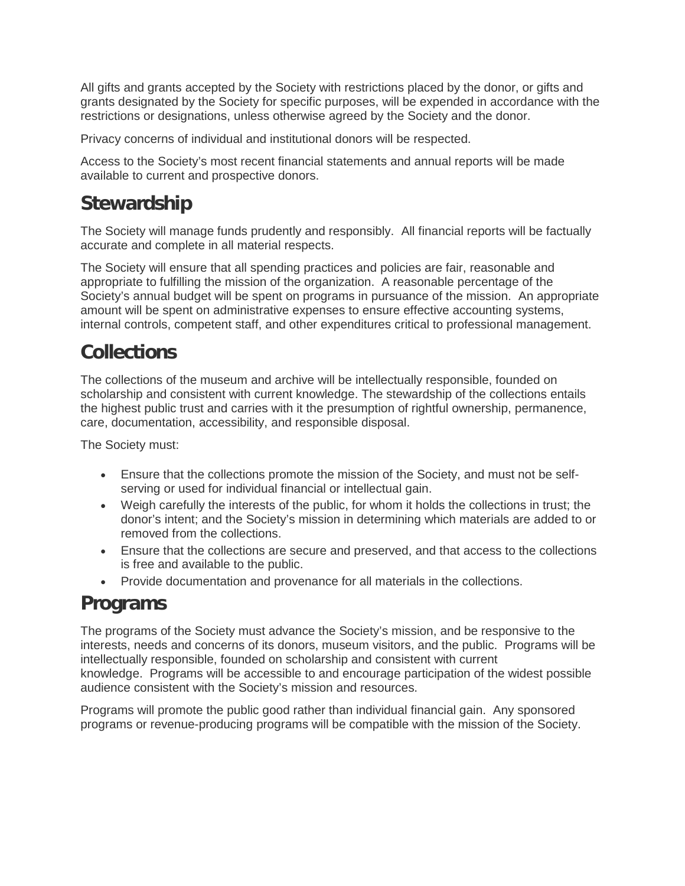All gifts and grants accepted by the Society with restrictions placed by the donor, or gifts and grants designated by the Society for specific purposes, will be expended in accordance with the restrictions or designations, unless otherwise agreed by the Society and the donor.

Privacy concerns of individual and institutional donors will be respected.

Access to the Society's most recent financial statements and annual reports will be made available to current and prospective donors.

## Stewardship

The Society will manage funds prudently and responsibly. All financial reports will be factually accurate and complete in all material respects.

The Society will ensure that all spending practices and policies are fair, reasonable and appropriate to fulfilling the mission of the organization. A reasonable percentage of the Society's annual budget will be spent on programs in pursuance of the mission. An appropriate amount will be spent on administrative expenses to ensure effective accounting systems, internal controls, competent staff, and other expenditures critical to professional management.

## Collections

The collections of the museum and archive will be intellectually responsible, founded on scholarship and consistent with current knowledge. The stewardship of the collections entails the highest public trust and carries with it the presumption of rightful ownership, permanence, care, documentation, accessibility, and responsible disposal.

The Society must:

- Ensure that the collections promote the mission of the Society, and must not be self-serving or used for individual financial or intellectual gain.
- Weigh carefully the interests of the public, for whom it holds the collections in trust; the donor's intent; and the Society's mission in determining which materials are added to or removed from the collections.
- Ensure that the collections are secure and preserved, and that access to the collections is free and available to the public.
- Provide documentation and provenance for all materials in the collections.

## Programs

The programs of the Society must advance the Society's mission, and be responsive to the interests, needs and concerns of its donors, museum visitors, and the public. Programs will be intellectually responsible, founded on scholarship and consistent with current knowledge. Programs will be accessible to and encourage participation of the widest possible audience consistent with the Society's mission and resources.

Programs will promote the public good rather than individual financial gain. Any sponsored programs or revenue-producing programs will be compatible with the mission of the Society.